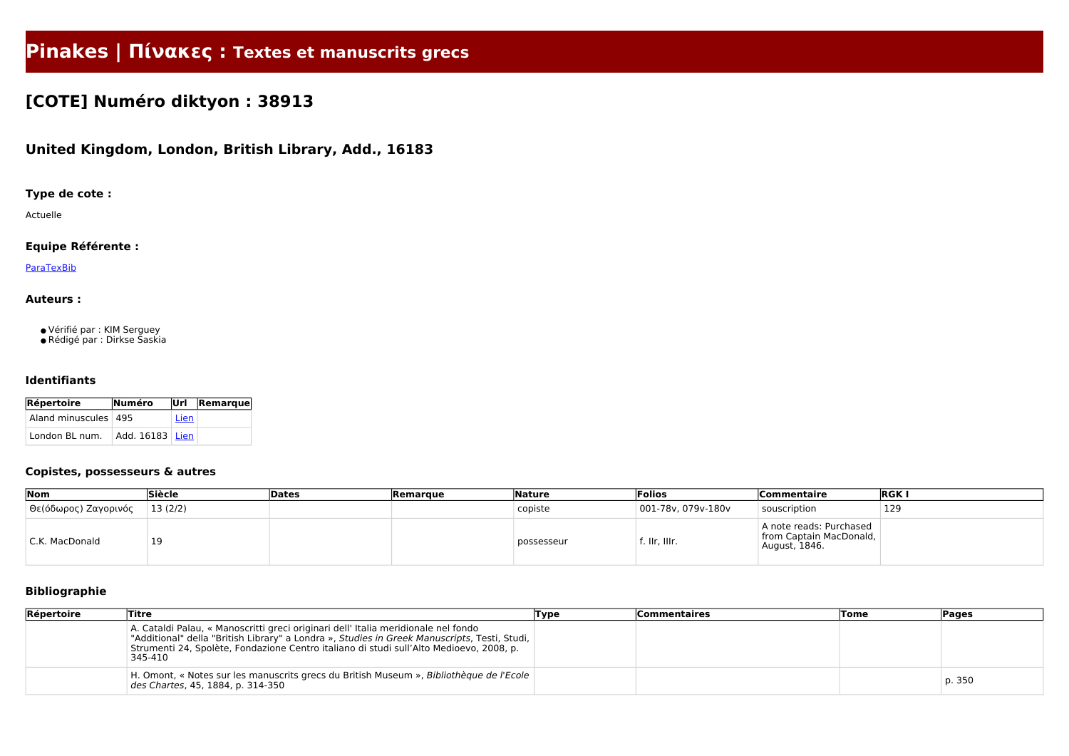# Pinakes | Πίνακες : Textes et manuscrits grecs

## [COTE] Numéro diktyon : 38913

### United Kingdom, London, British Library, Add., 16183

#### Type de cote :

Actuelle

#### Equipe Référente :

ParaTexBib

#### Auteurs :

- Vérifié par : KIM Serguey
- Rédigé par : Dirkse Saskia

#### Identifiants

| Répertoire | Numéro | Url | Remarque |
|---|---|---|---|
| Aland minuscules | 495 | Lien | |
| London BL num. | Add. 16183 | Lien | |

#### Copistes, possesseurs & autres

| Nom | Siècle | Dates | Remarque | Nature | Folios | Commentaire | RGK I |
|---|---|---|---|---|---|---|---|
| Θε(όδωρος) Ζαγορινός | 13 (2/2) | | | copiste | 001-78v, 079v-180v | souscription | 129 |
| C.K. MacDonald | 19 | | | possesseur | f. IIr, IIIr. | A note reads: Purchased from Captain MacDonald, August, 1846. | |

#### Bibliographie

| Répertoire | Titre | Type | Commentaires | Tome | Pages |
|---|---|---|---|---|---|
| | A. Cataldi Palau, « Manoscritti greci originari dell' Italia meridionale nel fondo "Additional" della "British Library" a Londra », *Studies in Greek Manuscripts*, Testi, Studi, Strumenti 24, Spolète, Fondazione Centro italiano di studi sull'Alto Medioevo, 2008, p. 345-410 | | | | |
| | H. Omont, « Notes sur les manuscrits grecs du British Museum », *Bibliothèque de l'Ecole des Chartes*, 45, 1884, p. 314-350 | | | | p. 350 |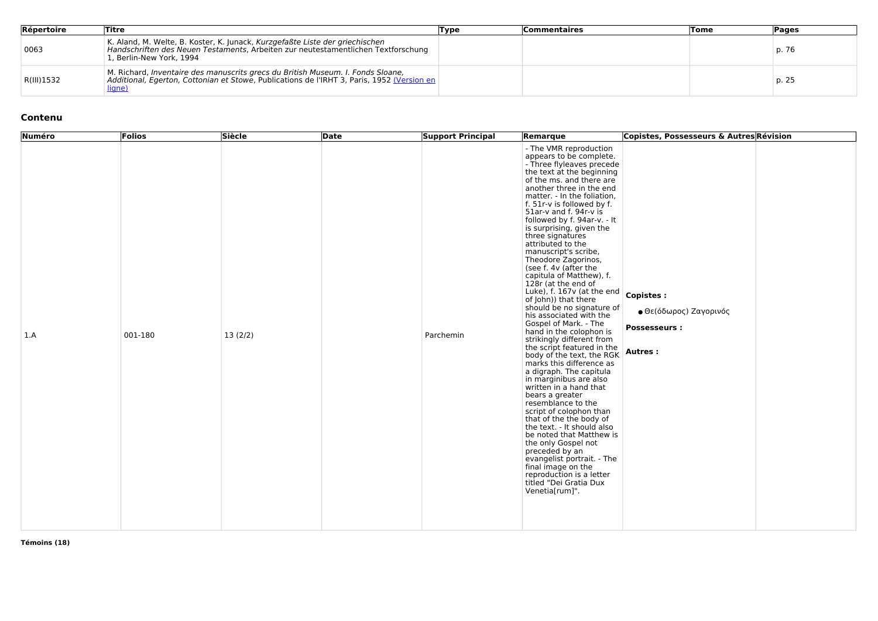| Répertoire | Titre | Type | Commentaires | Tome | Pages |
|---|---|---|---|---|---|
| 0063 | K. Aland, M. Welte, B. Koster, K. Junack, *Kurzgefaßte Liste der griechischen Handschriften des Neuen Testaments*, Arbeiten zur neutestamentlichen Textforschung 1, Berlin-New York, 1994 | | | | p. 76 |
| R(III)1532 | M. Richard, *Inventaire des manuscrits grecs du British Museum. I. Fonds Sloane, Additional, Egerton, Cottonian et Stowe*, Publications de l'IRHT 3, Paris, 1952 (Version en ligne) | | | | p. 25 |

### Contenu

| Numéro | Folios | Siècle | Date | Support Principal | Remarque | Copistes, Possesseurs & Autres | Révision |
|---|---|---|---|---|---|---|---|
| 1.A | 001-180 | 13 (2/2) | | Parchemin | - The VMR reproduction appears to be complete. - Three flyleaves precede the text at the beginning of the ms. and there are another three in the end matter. - In the foliation, f. 51r-v is followed by f. 51ar-v and f. 94r-v is followed by f. 94ar-v. - It is surprising, given the three signatures attributed to the manuscript's scribe, Theodore Zagorinos, (see f. 4v (after the capitula of Matthew), f. 128r (at the end of Luke), f. 167v (at the end of John)) that there should be no signature of his associated with the Gospel of Mark. - The hand in the colophon is strikingly different from the script featured in the body of the text, the RGK marks this difference as a digraph. The capitula in marginibus are also written in a hand that bears a greater resemblance to the script of colophon than that of the body of the text. - It should also be noted that Matthew is the only Gospel not preceded by an evangelist portrait. - The final image on the reproduction is a letter titled "Dei Gratia Dux Venetia[rum]". | **Copistes :** <br>• Θε(όδωρος) Ζαγορινός <br>**Possesseurs :** <br>**Autres :** | |

**Témoins (18)**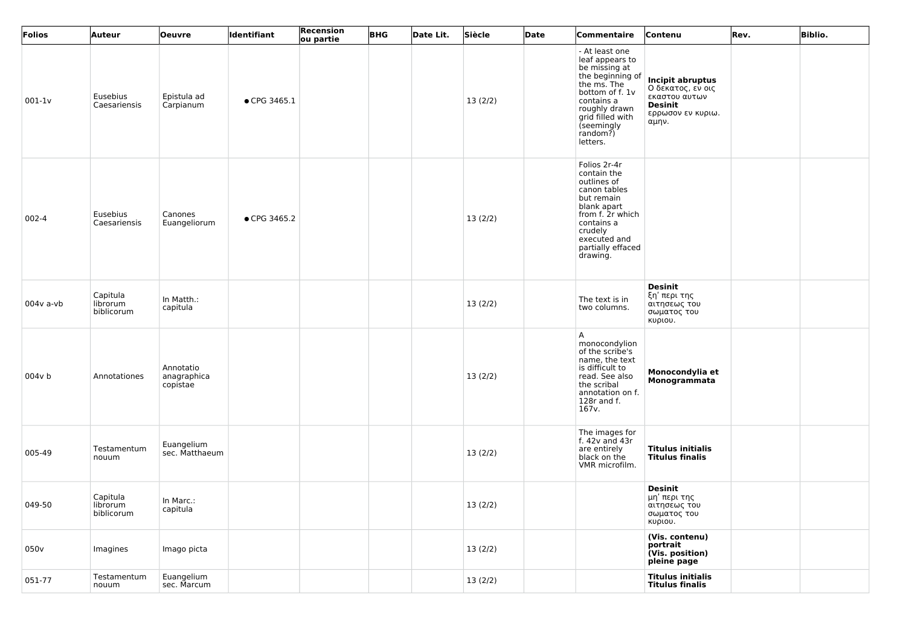| Folios | Auteur | Oeuvre | Identifiant | Recension ou partie | BHG | Date Lit. | Siècle | Date | Commentaire | Contenu | Rev. | Biblio. |
|---|---|---|---|---|---|---|---|---|---|---|---|---|
| 001-1v | Eusebius Caesariensis | Epistula ad Carpianum | ● CPG 3465.1 | | | | 13 (2/2) | | - At least one leaf appears to be missing at the beginning of the ms. The bottom of f. 1v contains a roughly drawn grid filled with (seemingly random?) letters. | **Incipit abruptus** Ο δεκατος, εν οις εκαστου αυτων **Desinit** ερρωσον εν κυριω. αμην. | | |
| 002-4 | Eusebius Caesariensis | Canones Euangeliorum | ● CPG 3465.2 | | | | 13 (2/2) | | Folios 2r-4r contain the outlines of canon tables but remain blank apart from f. 2r which contains a crudely executed and partially effaced drawing. | | | |
| 004v a-vb | Capitula librorum biblicorum | In Matth.: capitula | | | | | 13 (2/2) | | The text is in two columns. | **Desinit** ξη' περι της αιτησεως του σωματος του κυριου. | | |
| 004v b | Annotationes | Annotatio anagraphica copistae | | | | | 13 (2/2) | | A monocondylion of the scribe's name, the text is difficult to read. See also the scribal annotation on f. 128r and f. 167v. | **Monocondylia et Monogrammata** | | |
| 005-49 | Testamentum nouum | Euangelium sec. Matthaeum | | | | | 13 (2/2) | | The images for f. 42v and 43r are entirely black on the VMR microfilm. | **Titulus initialis** **Titulus finalis** | | |
| 049-50 | Capitula librorum biblicorum | In Marc.: capitula | | | | | 13 (2/2) | | | **Desinit** μη' περι της αιτησεως του σωματος του κυριου. | | |
| 050v | Imagines | Imago picta | | | | | 13 (2/2) | | | **(Vis. contenu) portrait** **(Vis. position) pleine page** | | |
| 051-77 | Testamentum nouum | Euangelium sec. Marcum | | | | | 13 (2/2) | | | **Titulus initialis** **Titulus finalis** | | |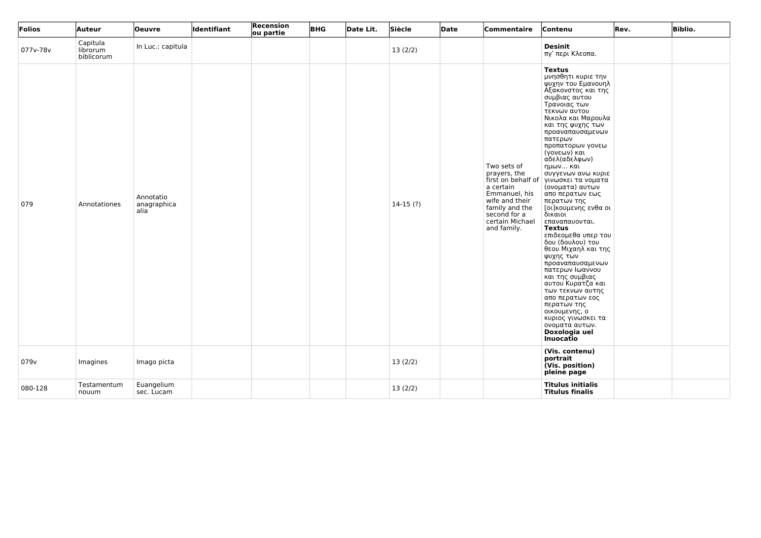| Folios | Auteur | Oeuvre | Identifiant | Recension ou partie | BHG | Date Lit. | Siècle | Date | Commentaire | Contenu | Rev. | Biblio. |
|---|---|---|---|---|---|---|---|---|---|---|---|---|
| 077v-78v | Capitula librorum biblicorum | In Luc.: capitula | | | | | 13 (2/2) | | | **Desinit** πγ' περι Κλεοπα. | | |
| 079 | Annotationes | Annotatio anagraphica alia | | | | | 14-15 (?) | | Two sets of prayers, the first on behalf of a certain Emmanuel, his wife and their family and the second for a certain Michael and family. | **Textus** μνησθητι κυριε την ψυχην του Εμανουηλ Αξακονστος και της συμβιας αυτου Τρανοιας των τεκνων αυτου Νικολα και Μαρουλα και της ψυχης των προαναπαυσαμενων πατερων προπατορων γονεω (γονεων) και αδελ(αδελφων) ημων... και συγγενων ανω κυριε γινωσκει τα νοματα (ονοματα) αυτων απο περατων εως περατων της [οι]κουμενης ενθα οι δικαιοι επαναπαυονται. **Textus** επιδεομεθα υπερ του δου (δουλου) του θεου Μιχαηλ και της ψυχης των προαναπαυσαμενων πατερων Ιωαννου και της συμβιας αυτου Κυρατζα και των τεκνων αυτης απο περατων εος περατων της οικουμενης, ο κυριος γινωσκει τα ονοματα αυτων. **Doxologia uel Inuocatio** | | |
| 079v | Imagines | Imago picta | | | | | 13 (2/2) | | | **(Vis. contenu) portrait (Vis. position) pleine page** | | |
| 080-128 | Testamentum nouum | Euangelium sec. Lucam | | | | | 13 (2/2) | | | **Titulus initialis Titulus finalis** | | |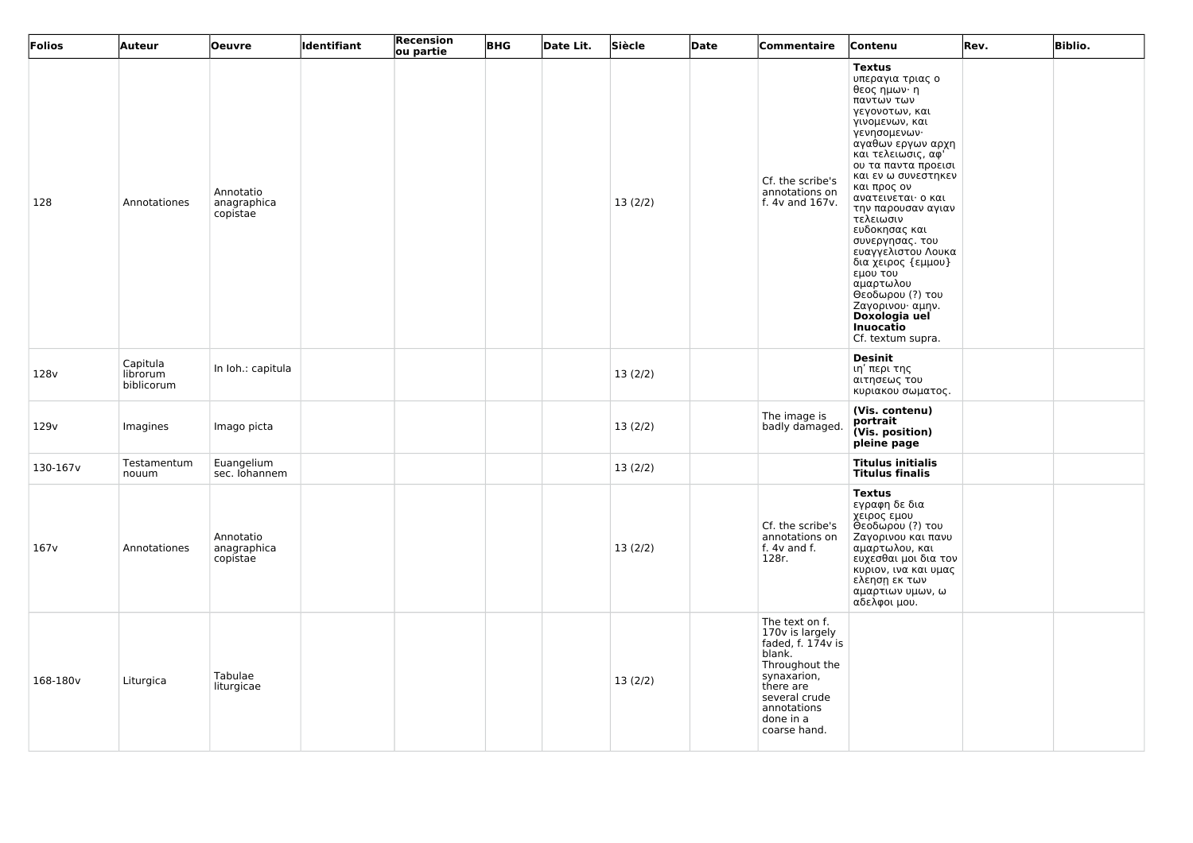| Folios | Auteur | Oeuvre | Identifiant | Recension ou partie | BHG | Date Lit. | Siècle | Date | Commentaire | Contenu | Rev. | Biblio. |
|---|---|---|---|---|---|---|---|---|---|---|---|---|
| 128 | Annotationes | Annotatio anagraphica copistae | | | | | 13 (2/2) | | Cf. the scribe's annotations on f. 4v and 167v. | **Textus** υπεραγια τριας ο θεος ημων· η παντων των γεγονοτων, και γινομενων, και γενησομενων· αγαθων εργων αρχη και τελειωσις, αφ' ου τα παντα προεισι και εν ω συνεστηκεν και προς ον ανατεινεται· ο και την παρουσαν αγιαν τελειωσιν ευδοκησας και συνεργησας. του ευαγγελιστου Λουκα δια χειρος {εμμου} εμου του αμαρτωλου Θεοδωρου (?) του Ζαγορινου· αμην. **Doxologia uel Inuocatio** Cf. textum supra. | | |
| 128v | Capitula librorum biblicorum | In Ioh.: capitula | | | | | 13 (2/2) | | | **Desinit** ιη' περι της αιτησεως του κυριακου σωματος. | | |
| 129v | Imagines | Imago picta | | | | | 13 (2/2) | | The image is badly damaged. | **(Vis. contenu) portrait (Vis. position) pleine page** | | |
| 130-167v | Testamentum nouum | Euangelium sec. Iohannem | | | | | 13 (2/2) | | | **Titulus initialis Titulus finalis** | | |
| 167v | Annotationes | Annotatio anagraphica copistae | | | | | 13 (2/2) | | Cf. the scribe's annotations on f. 4v and f. 128r. | **Textus** εγραφη δε δια χειρος εμου Θεοδωρου (?) του Ζαγορινου και πανυ αμαρτωλου, και ευχεσθαι μοι δια τον κυριον, ινα και υμας ελεηση εκ των αμαρτιων υμων, ω αδελφοι μου. | | |
| 168-180v | Liturgica | Tabulae liturgicae | | | | | 13 (2/2) | | The text on f. 170v is largely faded, f. 174v is blank. Throughout the synaxarion, there are several crude annotations done in a coarse hand. | | | |